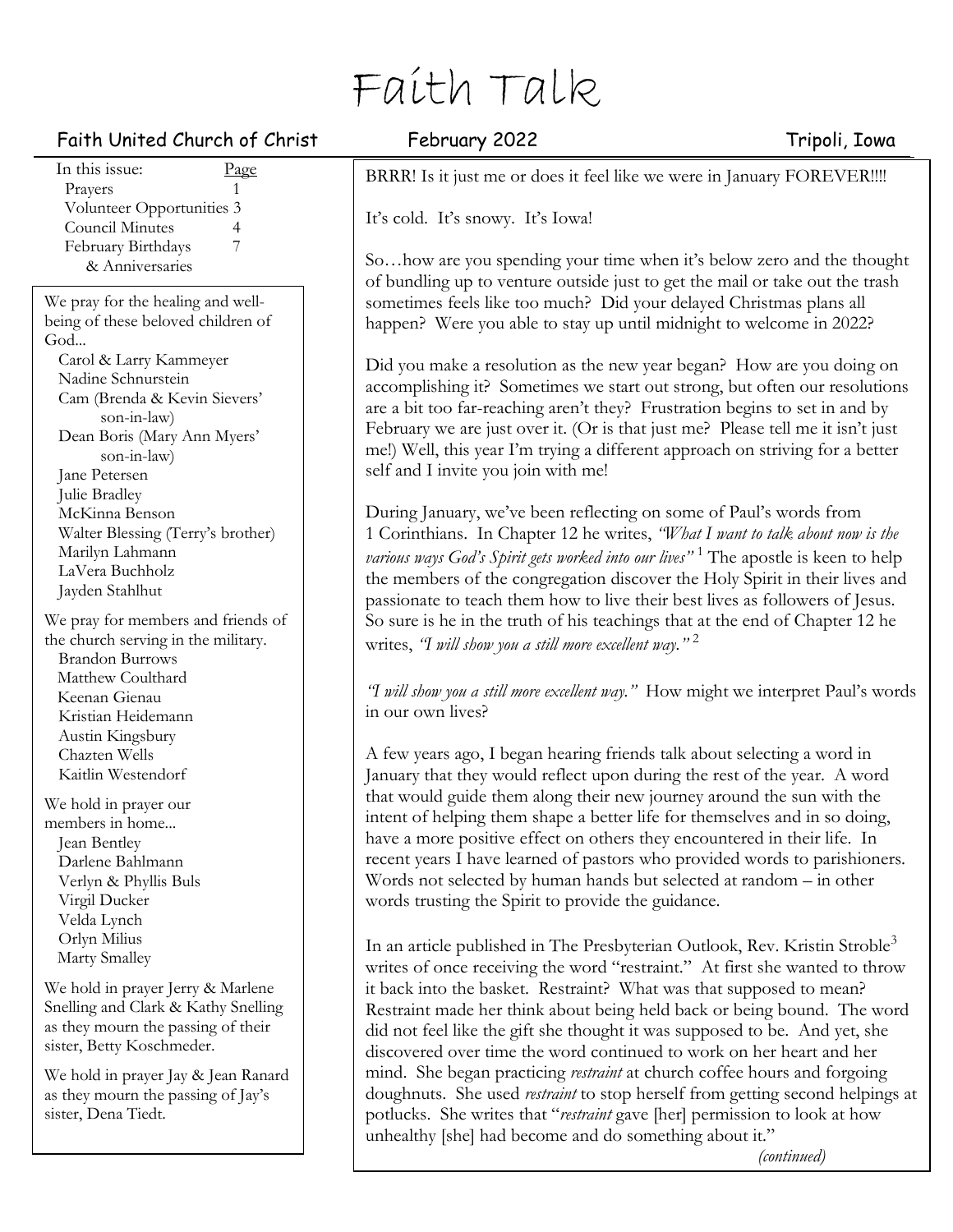# Faith Talk

Faith United Church of Christ — February 2022 — Tripoli, Iowa

| In this issue: | Page |
|---|---|
| Prayers | 1 |
| Volunteer Opportunities | 3 |
| Council Minutes | 4 |
| February Birthdays & Anniversaries | 7 |

We pray for the healing and well-being of these beloved children of God...

- Carol & Larry Kammeyer
- Nadine Schnurstein
- Cam (Brenda & Kevin Sievers' son-in-law)
- Dean Boris (Mary Ann Myers' son-in-law)
- Jane Petersen
- Julie Bradley
- McKinna Benson
- Walter Blessing (Terry's brother)
- Marilyn Lahmann
- LaVera Buchholz
- Jayden Stahlhut

We pray for members and friends of the church serving in the military.

- Brandon Burrows
- Matthew Coulthard
- Keenan Gienau
- Kristian Heidemann
- Austin Kingsbury
- Chazten Wells
- Kaitlin Westendorf

We hold in prayer our members in home...

- Jean Bentley
- Darlene Bahlmann
- Verlyn & Phyllis Buls
- Virgil Ducker
- Velda Lynch
- Orlyn Milius
- Marty Smalley

We hold in prayer Jerry & Marlene Snelling and Clark & Kathy Snelling as they mourn the passing of their sister, Betty Koschmeder.

We hold in prayer Jay & Jean Ranard as they mourn the passing of Jay's sister, Dena Tiedt.

---

BRRR! Is it just me or does it feel like we were in January FOREVER!!!!

It's cold. It's snowy. It's Iowa!

So…how are you spending your time when it's below zero and the thought of bundling up to venture outside just to get the mail or take out the trash sometimes feels like too much? Did your delayed Christmas plans all happen? Were you able to stay up until midnight to welcome in 2022?

Did you make a resolution as the new year began? How are you doing on accomplishing it? Sometimes we start out strong, but often our resolutions are a bit too far-reaching aren't they? Frustration begins to set in and by February we are just over it. (Or is that just me? Please tell me it isn't just me!) Well, this year I'm trying a different approach on striving for a better self and I invite you join with me!

During January, we've been reflecting on some of Paul's words from 1 Corinthians. In Chapter 12 he writes, *"What I want to talk about now is the various ways God's Spirit gets worked into our lives"* [1] The apostle is keen to help the members of the congregation discover the Holy Spirit in their lives and passionate to teach them how to live their best lives as followers of Jesus. So sure is he in the truth of his teachings that at the end of Chapter 12 he writes, *"I will show you a still more excellent way."* [2]

*"I will show you a still more excellent way."* How might we interpret Paul's words in our own lives?

A few years ago, I began hearing friends talk about selecting a word in January that they would reflect upon during the rest of the year. A word that would guide them along their new journey around the sun with the intent of helping them shape a better life for themselves and in so doing, have a more positive effect on others they encountered in their life. In recent years I have learned of pastors who provided words to parishioners. Words not selected by human hands but selected at random – in other words trusting the Spirit to provide the guidance.

In an article published in The Presbyterian Outlook, Rev. Kristin Stroble[3] writes of once receiving the word "restraint." At first she wanted to throw it back into the basket. Restraint? What was that supposed to mean? Restraint made her think about being held back or being bound. The word did not feel like the gift she thought it was supposed to be. And yet, she discovered over time the word continued to work on her heart and her mind. She began practicing *restraint* at church coffee hours and forgoing doughnuts. She used *restraint* to stop herself from getting second helpings at potlucks. She writes that "*restraint* gave [her] permission to look at how unhealthy [she] had become and do something about it."

*(continued)*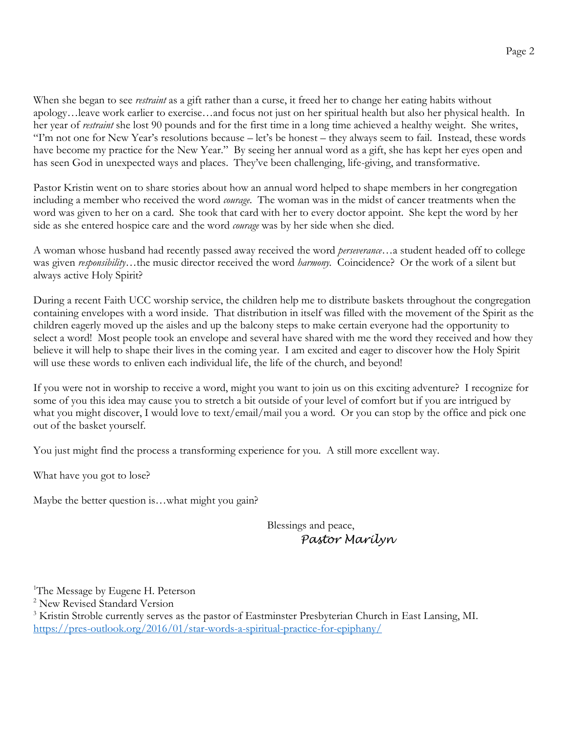When she began to see *restraint* as a gift rather than a curse, it freed her to change her eating habits without apology…leave work earlier to exercise…and focus not just on her spiritual health but also her physical health. In her year of *restraint* she lost 90 pounds and for the first time in a long time achieved a healthy weight. She writes, "I'm not one for New Year's resolutions because – let's be honest – they always seem to fail. Instead, these words have become my practice for the New Year." By seeing her annual word as a gift, she has kept her eyes open and has seen God in unexpected ways and places. They've been challenging, life-giving, and transformative.

Pastor Kristin went on to share stories about how an annual word helped to shape members in her congregation including a member who received the word *courage*. The woman was in the midst of cancer treatments when the word was given to her on a card. She took that card with her to every doctor appoint. She kept the word by her side as she entered hospice care and the word *courage* was by her side when she died.

A woman whose husband had recently passed away received the word *perseverance*…a student headed off to college was given *responsibility*…the music director received the word *harmony*. Coincidence? Or the work of a silent but always active Holy Spirit?

During a recent Faith UCC worship service, the children help me to distribute baskets throughout the congregation containing envelopes with a word inside. That distribution in itself was filled with the movement of the Spirit as the children eagerly moved up the aisles and up the balcony steps to make certain everyone had the opportunity to select a word! Most people took an envelope and several have shared with me the word they received and how they believe it will help to shape their lives in the coming year. I am excited and eager to discover how the Holy Spirit will use these words to enliven each individual life, the life of the church, and beyond!

If you were not in worship to receive a word, might you want to join us on this exciting adventure? I recognize for some of you this idea may cause you to stretch a bit outside of your level of comfort but if you are intrigued by what you might discover, I would love to text/email/mail you a word. Or you can stop by the office and pick one out of the basket yourself.

You just might find the process a transforming experience for you. A still more excellent way.

What have you got to lose?

Maybe the better question is…what might you gain?

Blessings and peace,
*Pastor Marilyn*

[1]The Message by Eugene H. Peterson
[2] New Revised Standard Version
[3] Kristin Stroble currently serves as the pastor of Eastminster Presbyterian Church in East Lansing, MI. https://pres-outlook.org/2016/01/star-words-a-spiritual-practice-for-epiphany/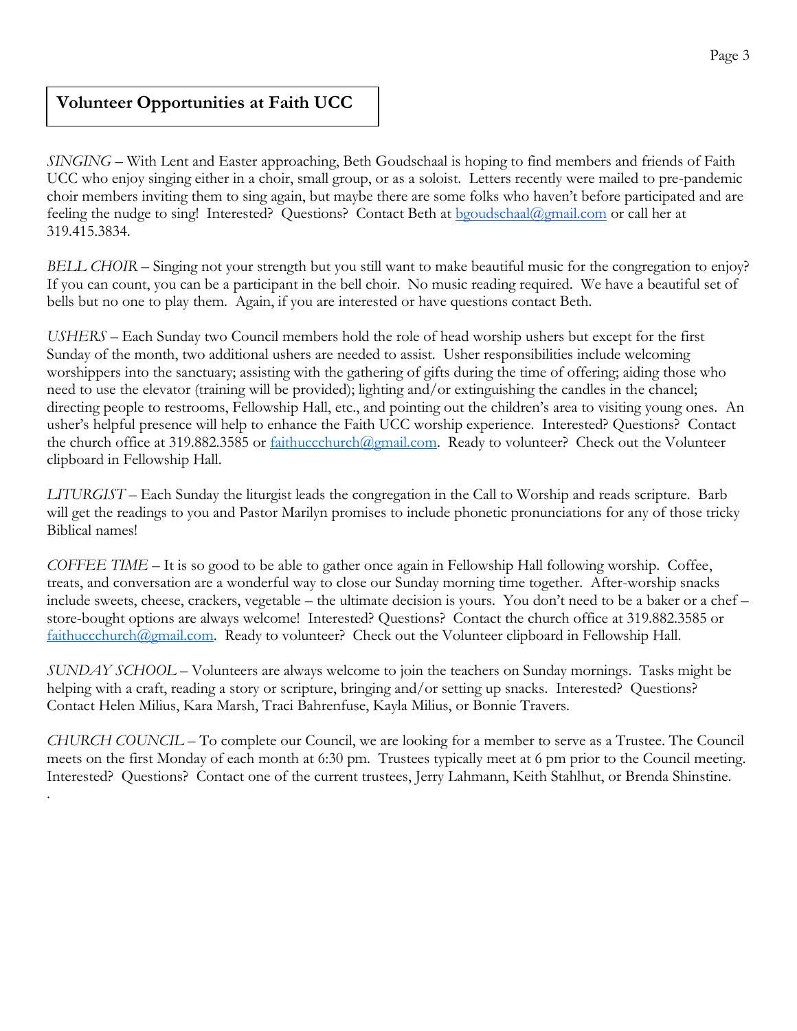## Volunteer Opportunities at Faith UCC

*SINGING* – With Lent and Easter approaching, Beth Goudschaal is hoping to find members and friends of Faith UCC who enjoy singing either in a choir, small group, or as a soloist. Letters recently were mailed to pre-pandemic choir members inviting them to sing again, but maybe there are some folks who haven't before participated and are feeling the nudge to sing! Interested? Questions? Contact Beth at bgoudschaal@gmail.com or call her at 319.415.3834.

*BELL CHOIR* – Singing not your strength but you still want to make beautiful music for the congregation to enjoy? If you can count, you can be a participant in the bell choir. No music reading required. We have a beautiful set of bells but no one to play them. Again, if you are interested or have questions contact Beth.

*USHERS* – Each Sunday two Council members hold the role of head worship ushers but except for the first Sunday of the month, two additional ushers are needed to assist. Usher responsibilities include welcoming worshippers into the sanctuary; assisting with the gathering of gifts during the time of offering; aiding those who need to use the elevator (training will be provided); lighting and/or extinguishing the candles in the chancel; directing people to restrooms, Fellowship Hall, etc., and pointing out the children's area to visiting young ones. An usher's helpful presence will help to enhance the Faith UCC worship experience. Interested? Questions? Contact the church office at 319.882.3585 or faithuccchurch@gmail.com. Ready to volunteer? Check out the Volunteer clipboard in Fellowship Hall.

*LITURGIST* – Each Sunday the liturgist leads the congregation in the Call to Worship and reads scripture. Barb will get the readings to you and Pastor Marilyn promises to include phonetic pronunciations for any of those tricky Biblical names!

*COFFEE TIME* – It is so good to be able to gather once again in Fellowship Hall following worship. Coffee, treats, and conversation are a wonderful way to close our Sunday morning time together. After-worship snacks include sweets, cheese, crackers, vegetable – the ultimate decision is yours. You don't need to be a baker or a chef – store-bought options are always welcome! Interested? Questions? Contact the church office at 319.882.3585 or faithuccchurch@gmail.com. Ready to volunteer? Check out the Volunteer clipboard in Fellowship Hall.

*SUNDAY SCHOOL* – Volunteers are always welcome to join the teachers on Sunday mornings. Tasks might be helping with a craft, reading a story or scripture, bringing and/or setting up snacks. Interested? Questions? Contact Helen Milius, Kara Marsh, Traci Bahrenfuse, Kayla Milius, or Bonnie Travers.

*CHURCH COUNCIL* – To complete our Council, we are looking for a member to serve as a Trustee. The Council meets on the first Monday of each month at 6:30 pm. Trustees typically meet at 6 pm prior to the Council meeting. Interested? Questions? Contact one of the current trustees, Jerry Lahmann, Keith Stahlhut, or Brenda Shinstine.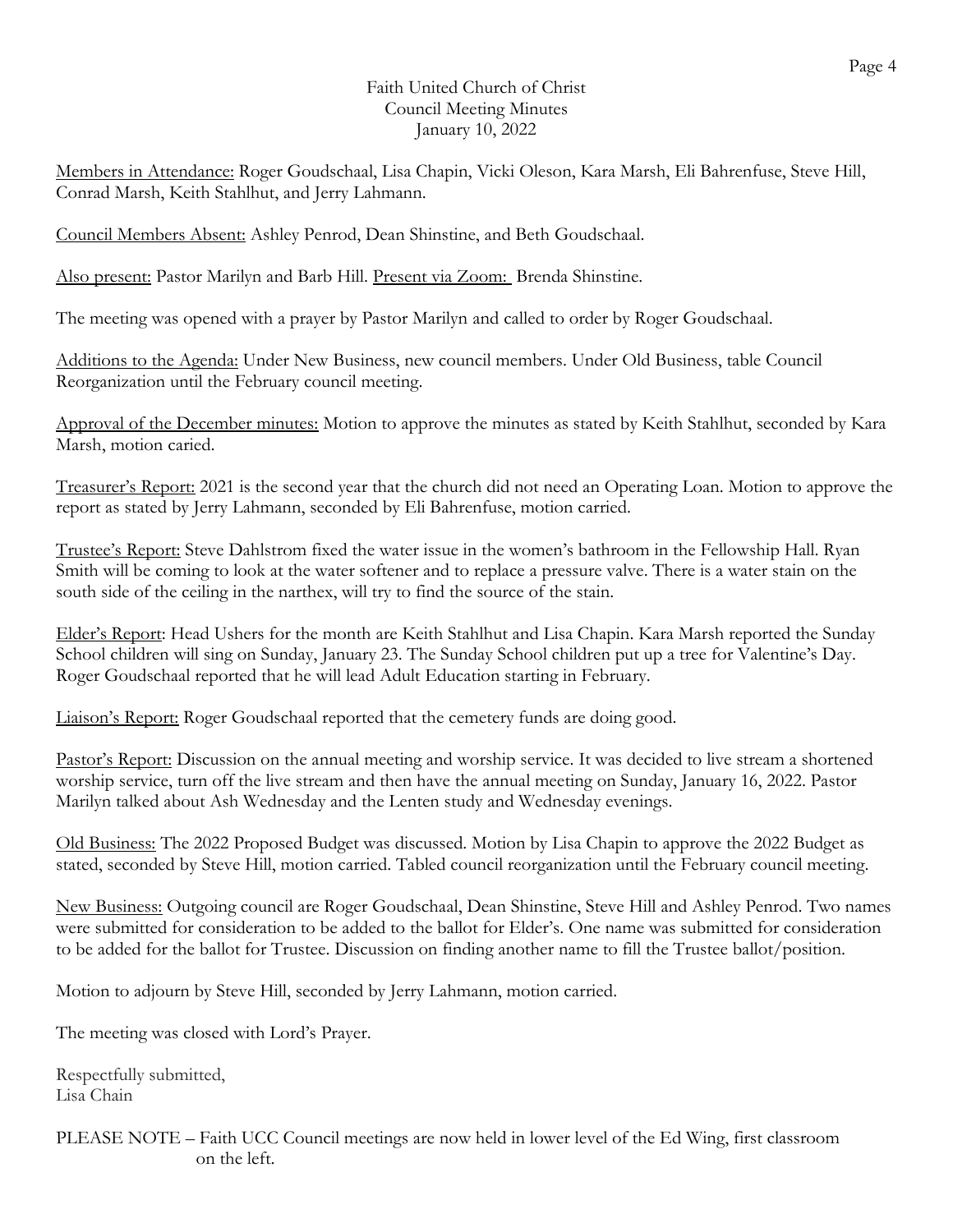# Faith United Church of Christ
## Council Meeting Minutes
### January 10, 2022

Members in Attendance: Roger Goudschaal, Lisa Chapin, Vicki Oleson, Kara Marsh, Eli Bahrenfuse, Steve Hill, Conrad Marsh, Keith Stahlhut, and Jerry Lahmann.

Council Members Absent: Ashley Penrod, Dean Shinstine, and Beth Goudschaal.

Also present: Pastor Marilyn and Barb Hill. Present via Zoom: Brenda Shinstine.

The meeting was opened with a prayer by Pastor Marilyn and called to order by Roger Goudschaal.

Additions to the Agenda: Under New Business, new council members. Under Old Business, table Council Reorganization until the February council meeting.

Approval of the December minutes: Motion to approve the minutes as stated by Keith Stahlhut, seconded by Kara Marsh, motion caried.

Treasurer's Report: 2021 is the second year that the church did not need an Operating Loan. Motion to approve the report as stated by Jerry Lahmann, seconded by Eli Bahrenfuse, motion carried.

Trustee's Report: Steve Dahlstrom fixed the water issue in the women's bathroom in the Fellowship Hall. Ryan Smith will be coming to look at the water softener and to replace a pressure valve. There is a water stain on the south side of the ceiling in the narthex, will try to find the source of the stain.

Elder's Report: Head Ushers for the month are Keith Stahlhut and Lisa Chapin. Kara Marsh reported the Sunday School children will sing on Sunday, January 23. The Sunday School children put up a tree for Valentine's Day. Roger Goudschaal reported that he will lead Adult Education starting in February.

Liaison's Report: Roger Goudschaal reported that the cemetery funds are doing good.

Pastor's Report: Discussion on the annual meeting and worship service. It was decided to live stream a shortened worship service, turn off the live stream and then have the annual meeting on Sunday, January 16, 2022. Pastor Marilyn talked about Ash Wednesday and the Lenten study and Wednesday evenings.

Old Business: The 2022 Proposed Budget was discussed. Motion by Lisa Chapin to approve the 2022 Budget as stated, seconded by Steve Hill, motion carried. Tabled council reorganization until the February council meeting.

New Business: Outgoing council are Roger Goudschaal, Dean Shinstine, Steve Hill and Ashley Penrod. Two names were submitted for consideration to be added to the ballot for Elder's. One name was submitted for consideration to be added for the ballot for Trustee. Discussion on finding another name to fill the Trustee ballot/position.

Motion to adjourn by Steve Hill, seconded by Jerry Lahmann, motion carried.

The meeting was closed with Lord's Prayer.

Respectfully submitted,
Lisa Chain

PLEASE NOTE – Faith UCC Council meetings are now held in lower level of the Ed Wing, first classroom on the left.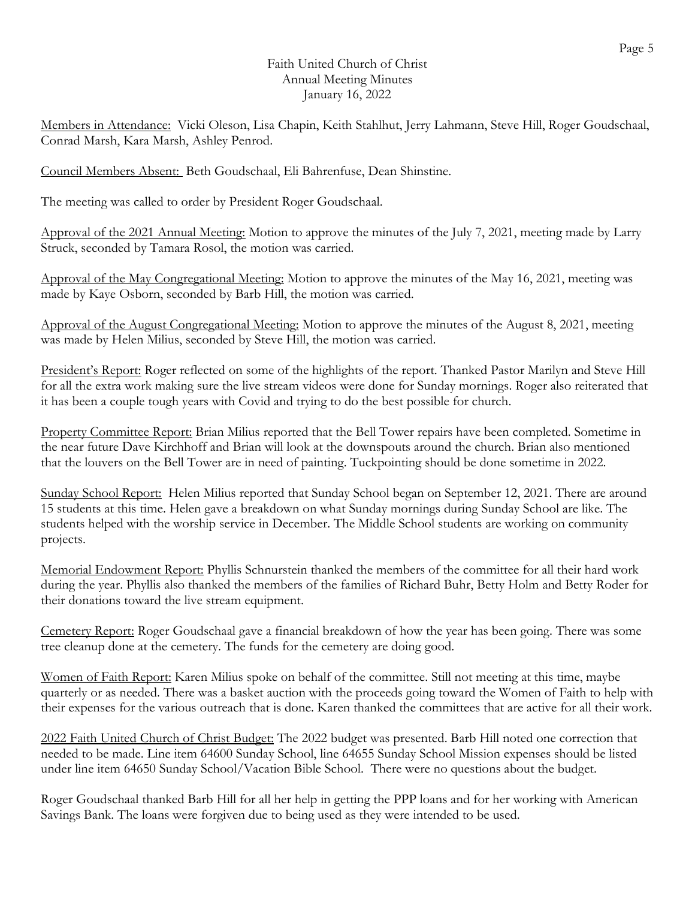# Faith United Church of Christ
## Annual Meeting Minutes
### January 16, 2022

Members in Attendance: Vicki Oleson, Lisa Chapin, Keith Stahlhut, Jerry Lahmann, Steve Hill, Roger Goudschaal, Conrad Marsh, Kara Marsh, Ashley Penrod.

Council Members Absent: Beth Goudschaal, Eli Bahrenfuse, Dean Shinstine.

The meeting was called to order by President Roger Goudschaal.

Approval of the 2021 Annual Meeting: Motion to approve the minutes of the July 7, 2021, meeting made by Larry Struck, seconded by Tamara Rosol, the motion was carried.

Approval of the May Congregational Meeting: Motion to approve the minutes of the May 16, 2021, meeting was made by Kaye Osborn, seconded by Barb Hill, the motion was carried.

Approval of the August Congregational Meeting: Motion to approve the minutes of the August 8, 2021, meeting was made by Helen Milius, seconded by Steve Hill, the motion was carried.

President's Report: Roger reflected on some of the highlights of the report. Thanked Pastor Marilyn and Steve Hill for all the extra work making sure the live stream videos were done for Sunday mornings. Roger also reiterated that it has been a couple tough years with Covid and trying to do the best possible for church.

Property Committee Report: Brian Milius reported that the Bell Tower repairs have been completed. Sometime in the near future Dave Kirchhoff and Brian will look at the downspouts around the church. Brian also mentioned that the louvers on the Bell Tower are in need of painting. Tuckpointing should be done sometime in 2022.

Sunday School Report: Helen Milius reported that Sunday School began on September 12, 2021. There are around 15 students at this time. Helen gave a breakdown on what Sunday mornings during Sunday School are like. The students helped with the worship service in December. The Middle School students are working on community projects.

Memorial Endowment Report: Phyllis Schnurstein thanked the members of the committee for all their hard work during the year. Phyllis also thanked the members of the families of Richard Buhr, Betty Holm and Betty Roder for their donations toward the live stream equipment.

Cemetery Report: Roger Goudschaal gave a financial breakdown of how the year has been going. There was some tree cleanup done at the cemetery. The funds for the cemetery are doing good.

Women of Faith Report: Karen Milius spoke on behalf of the committee. Still not meeting at this time, maybe quarterly or as needed. There was a basket auction with the proceeds going toward the Women of Faith to help with their expenses for the various outreach that is done. Karen thanked the committees that are active for all their work.

2022 Faith United Church of Christ Budget: The 2022 budget was presented. Barb Hill noted one correction that needed to be made. Line item 64600 Sunday School, line 64655 Sunday School Mission expenses should be listed under line item 64650 Sunday School/Vacation Bible School. There were no questions about the budget.

Roger Goudschaal thanked Barb Hill for all her help in getting the PPP loans and for her working with American Savings Bank. The loans were forgiven due to being used as they were intended to be used.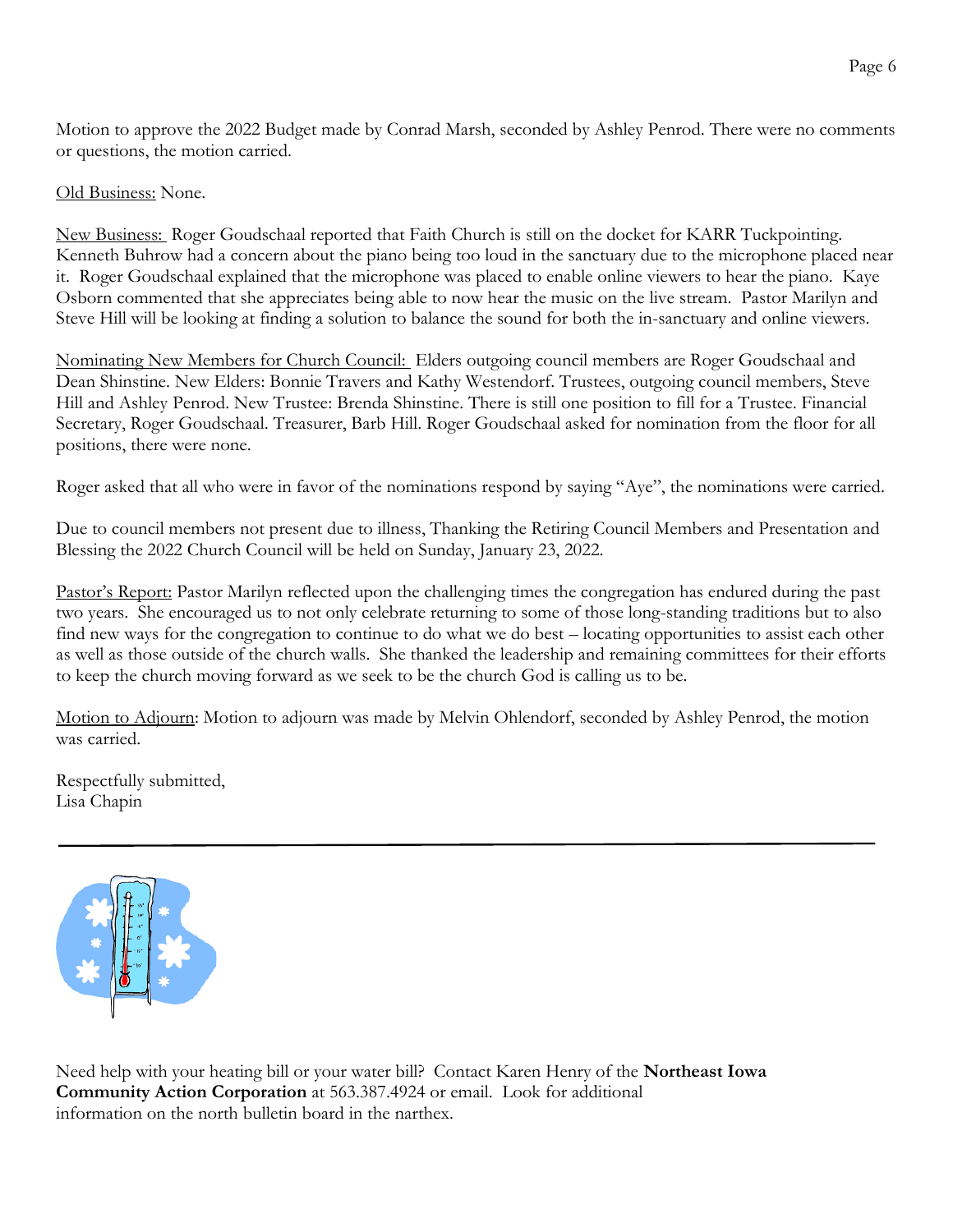Motion to approve the 2022 Budget made by Conrad Marsh, seconded by Ashley Penrod. There were no comments or questions, the motion carried.

Old Business: None.

New Business: Roger Goudschaal reported that Faith Church is still on the docket for KARR Tuckpointing. Kenneth Buhrow had a concern about the piano being too loud in the sanctuary due to the microphone placed near it. Roger Goudschaal explained that the microphone was placed to enable online viewers to hear the piano. Kaye Osborn commented that she appreciates being able to now hear the music on the live stream. Pastor Marilyn and Steve Hill will be looking at finding a solution to balance the sound for both the in-sanctuary and online viewers.

Nominating New Members for Church Council: Elders outgoing council members are Roger Goudschaal and Dean Shinstine. New Elders: Bonnie Travers and Kathy Westendorf. Trustees, outgoing council members, Steve Hill and Ashley Penrod. New Trustee: Brenda Shinstine. There is still one position to fill for a Trustee. Financial Secretary, Roger Goudschaal. Treasurer, Barb Hill. Roger Goudschaal asked for nomination from the floor for all positions, there were none.

Roger asked that all who were in favor of the nominations respond by saying "Aye", the nominations were carried.

Due to council members not present due to illness, Thanking the Retiring Council Members and Presentation and Blessing the 2022 Church Council will be held on Sunday, January 23, 2022.

Pastor's Report: Pastor Marilyn reflected upon the challenging times the congregation has endured during the past two years. She encouraged us to not only celebrate returning to some of those long-standing traditions but to also find new ways for the congregation to continue to do what we do best – locating opportunities to assist each other as well as those outside of the church walls. She thanked the leadership and remaining committees for their efforts to keep the church moving forward as we seek to be the church God is calling us to be.

Motion to Adjourn: Motion to adjourn was made by Melvin Ohlendorf, seconded by Ashley Penrod, the motion was carried.

Respectfully submitted,
Lisa Chapin

---

Need help with your heating bill or your water bill? Contact Karen Henry of the **Northeast Iowa Community Action Corporation** at 563.387.4924 or email. Look for additional information on the north bulletin board in the narthex.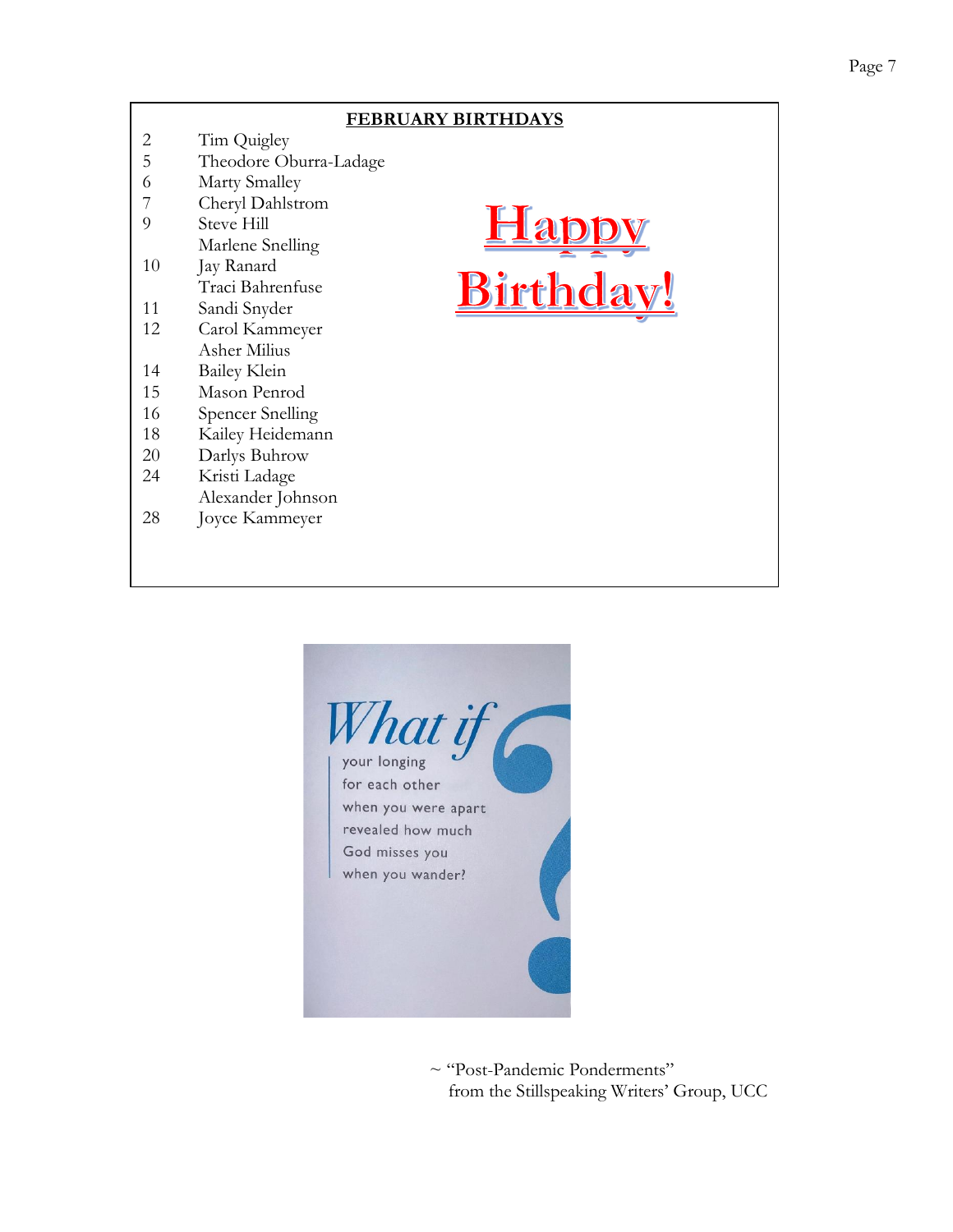## FEBRUARY BIRTHDAYS

| | |
|---|---|
| 2 | Tim Quigley |
| 5 | Theodore Oburra-Ladage |
| 6 | Marty Smalley |
| 7 | Cheryl Dahlstrom |
| 9 | Steve Hill |
| | Marlene Snelling |
| 10 | Jay Ranard |
| | Traci Bahrenfuse |
| 11 | Sandi Snyder |
| 12 | Carol Kammeyer |
| | Asher Milius |
| 14 | Bailey Klein |
| 15 | Mason Penrod |
| 16 | Spencer Snelling |
| 18 | Kailey Heidemann |
| 20 | Darlys Buhrow |
| 24 | Kristi Ladage |
| | Alexander Johnson |
| 28 | Joyce Kammeyer |

**Happy Birthday!**

*What if*
your longing
for each other
when you were apart
revealed how much
God misses you
when you wander?

~ "Post-Pandemic Ponderments"
from the Stillspeaking Writers' Group, UCC